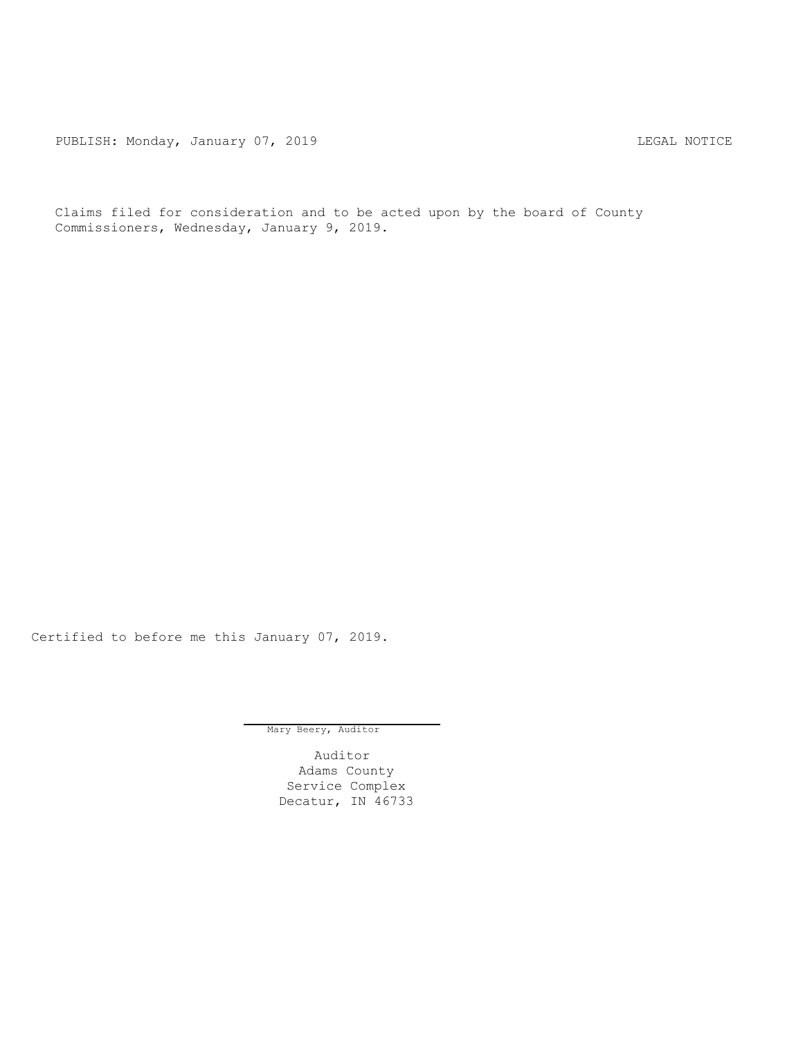PUBLISH: Monday, January 07, 2019 LEGAL NOTICE

Claims filed for consideration and to be acted upon by the board of County Commissioners, Wednesday, January 9, 2019.

Certified to before me this January 07, 2019.

Mary Beery, Auditor

Auditor
Adams County
Service Complex
Decatur, IN 46733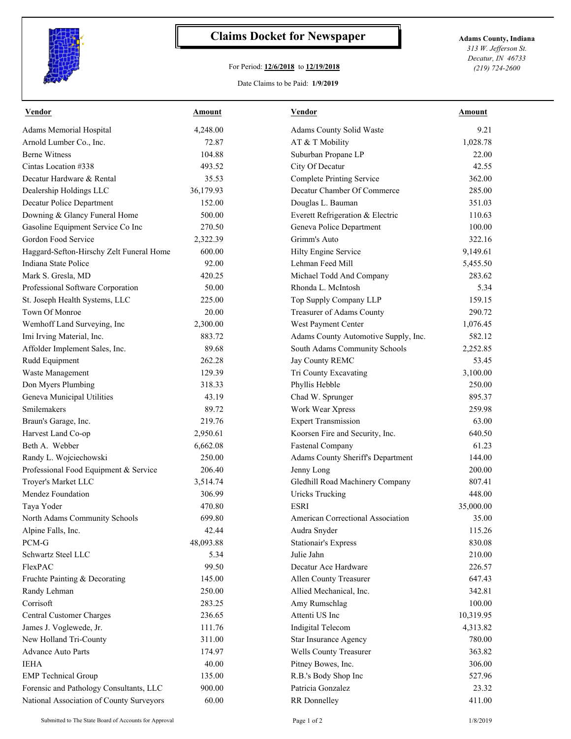# Claims Docket for Newspaper

For Period: **12/6/2018** to **12/19/2018**

Date Claims to be Paid: **1/9/2019**

**Adams County, Indiana**
*313 W. Jefferson St.*
*Decatur, IN 46733*
*(219) 724-2600*

| Vendor | Amount | Vendor | Amount |
|---|---|---|---|
| Adams Memorial Hospital | 4,248.00 | Adams County Solid Waste | 9.21 |
| Arnold Lumber Co., Inc. | 72.87 | AT & T Mobility | 1,028.78 |
| Berne Witness | 104.88 | Suburban Propane LP | 22.00 |
| Cintas Location #338 | 493.52 | City Of Decatur | 42.55 |
| Decatur Hardware & Rental | 35.53 | Complete Printing Service | 362.00 |
| Dealership Holdings LLC | 36,179.93 | Decatur Chamber Of Commerce | 285.00 |
| Decatur Police Department | 152.00 | Douglas L. Bauman | 351.03 |
| Downing & Glancy Funeral Home | 500.00 | Everett Refrigeration & Electric | 110.63 |
| Gasoline Equipment Service Co Inc | 270.50 | Geneva Police Department | 100.00 |
| Gordon Food Service | 2,322.39 | Grimm's Auto | 322.16 |
| Haggard-Sefton-Hirschy Zelt Funeral Home | 600.00 | Hilty Engine Service | 9,149.61 |
| Indiana State Police | 92.00 | Lehman Feed Mill | 5,455.50 |
| Mark S. Gresla, MD | 420.25 | Michael Todd And Company | 283.62 |
| Professional Software Corporation | 50.00 | Rhonda L. McIntosh | 5.34 |
| St. Joseph Health Systems, LLC | 225.00 | Top Supply Company LLP | 159.15 |
| Town Of Monroe | 20.00 | Treasurer of Adams County | 290.72 |
| Wemhoff Land Surveying, Inc | 2,300.00 | West Payment Center | 1,076.45 |
| Imi Irving Material, Inc. | 883.72 | Adams County Automotive Supply, Inc. | 582.12 |
| Affolder Implement Sales, Inc. | 89.68 | South Adams Community Schools | 2,252.85 |
| Rudd Equipment | 262.28 | Jay County REMC | 53.45 |
| Waste Management | 129.39 | Tri County Excavating | 3,100.00 |
| Don Myers Plumbing | 318.33 | Phyllis Hebble | 250.00 |
| Geneva Municipal Utilities | 43.19 | Chad W. Sprunger | 895.37 |
| Smilemakers | 89.72 | Work Wear Xpress | 259.98 |
| Braun's Garage, Inc. | 219.76 | Expert Transmission | 63.00 |
| Harvest Land Co-op | 2,950.61 | Koorsen Fire and Security, Inc. | 640.50 |
| Beth A. Webber | 6,662.08 | Fastenal Company | 61.23 |
| Randy L. Wojciechowski | 250.00 | Adams County Sheriff's Department | 144.00 |
| Professional Food Equipment & Service | 206.40 | Jenny Long | 200.00 |
| Troyer's Market LLC | 3,514.74 | Gledhill Road Machinery Company | 807.41 |
| Mendez Foundation | 306.99 | Uricks Trucking | 448.00 |
| Taya Yoder | 470.80 | ESRI | 35,000.00 |
| North Adams Community Schools | 699.80 | American Correctional Association | 35.00 |
| Alpine Falls, Inc. | 42.44 | Audra Snyder | 115.26 |
| PCM-G | 48,093.88 | Stationair's Express | 830.08 |
| Schwartz Steel LLC | 5.34 | Julie Jahn | 210.00 |
| FlexPAC | 99.50 | Decatur Ace Hardware | 226.57 |
| Fruchte Painting & Decorating | 145.00 | Allen County Treasurer | 647.43 |
| Randy Lehman | 250.00 | Allied Mechanical, Inc. | 342.81 |
| Corrisoft | 283.25 | Amy Rumschlag | 100.00 |
| Central Customer Charges | 236.65 | Attenti US Inc | 10,319.95 |
| James J. Voglewede, Jr. | 111.76 | Indigital Telecom | 4,313.82 |
| New Holland Tri-County | 311.00 | Star Insurance Agency | 780.00 |
| Advance Auto Parts | 174.97 | Wells County Treasurer | 363.82 |
| IEHA | 40.00 | Pitney Bowes, Inc. | 306.00 |
| EMP Technical Group | 135.00 | R.B.'s Body Shop Inc | 527.96 |
| Forensic and Pathology Consultants, LLC | 900.00 | Patricia Gonzalez | 23.32 |
| National Association of County Surveyors | 60.00 | RR Donnelley | 411.00 |

Submitted to The State Board of Accounts for Approval

1/8/2019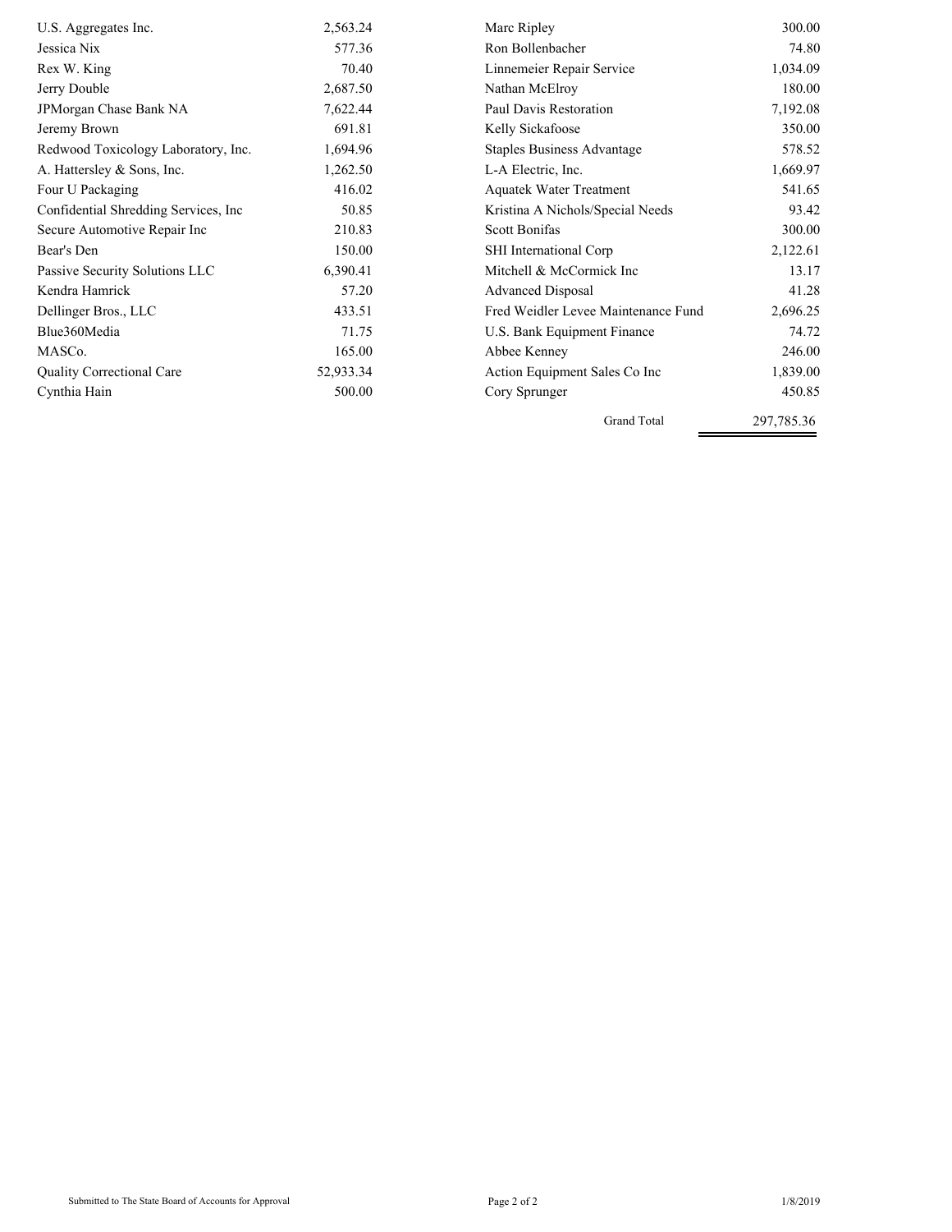| | | | |
|---|---|---|---|
| U.S. Aggregates Inc. | 2,563.24 | Marc Ripley | 300.00 |
| Jessica Nix | 577.36 | Ron Bollenbacher | 74.80 |
| Rex W. King | 70.40 | Linnemeier Repair Service | 1,034.09 |
| Jerry Double | 2,687.50 | Nathan McElroy | 180.00 |
| JPMorgan Chase Bank NA | 7,622.44 | Paul Davis Restoration | 7,192.08 |
| Jeremy Brown | 691.81 | Kelly Sickafoose | 350.00 |
| Redwood Toxicology Laboratory, Inc. | 1,694.96 | Staples Business Advantage | 578.52 |
| A. Hattersley & Sons, Inc. | 1,262.50 | L-A Electric, Inc. | 1,669.97 |
| Four U Packaging | 416.02 | Aquatek Water Treatment | 541.65 |
| Confidential Shredding Services, Inc | 50.85 | Kristina A Nichols/Special Needs | 93.42 |
| Secure Automotive Repair Inc | 210.83 | Scott Bonifas | 300.00 |
| Bear's Den | 150.00 | SHI International Corp | 2,122.61 |
| Passive Security Solutions LLC | 6,390.41 | Mitchell & McCormick Inc | 13.17 |
| Kendra Hamrick | 57.20 | Advanced Disposal | 41.28 |
| Dellinger Bros., LLC | 433.51 | Fred Weidler Levee Maintenance Fund | 2,696.25 |
| Blue360Media | 71.75 | U.S. Bank Equipment Finance | 74.72 |
| MASCo. | 165.00 | Abbee Kenney | 246.00 |
| Quality Correctional Care | 52,933.34 | Action Equipment Sales Co Inc | 1,839.00 |
| Cynthia Hain | 500.00 | Cory Sprunger | 450.85 |
| | | Grand Total | 297,785.36 |

Submitted to The State Board of Accounts for Approval

1/8/2019